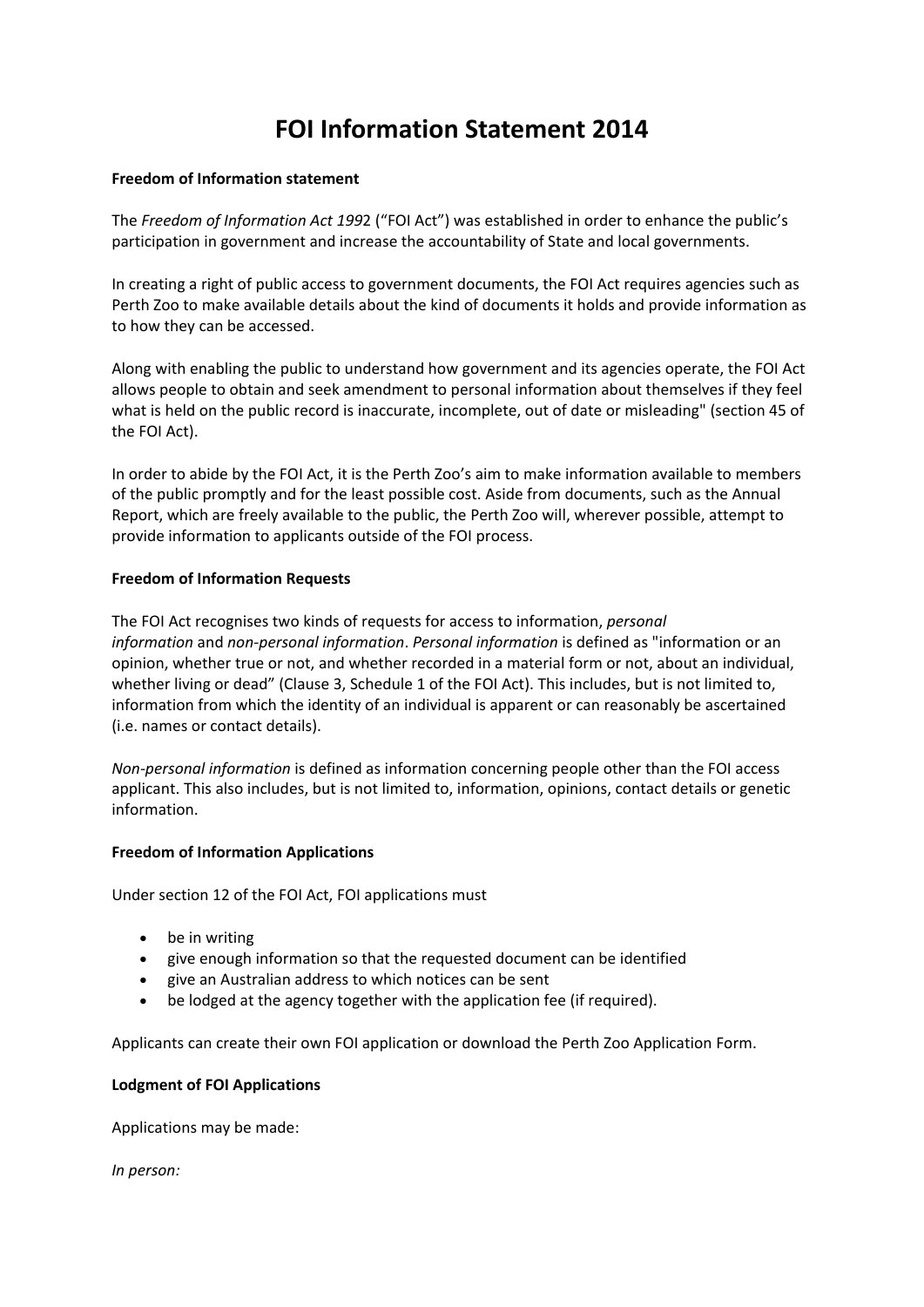# FOI Information Statement 2014

**Freedom of Information statement**

The *Freedom of Information Act 199*2 ("FOI Act") was established in order to enhance the public's participation in government and increase the accountability of State and local governments.

In creating a right of public access to government documents, the FOI Act requires agencies such as Perth Zoo to make available details about the kind of documents it holds and provide information as to how they can be accessed.

Along with enabling the public to understand how government and its agencies operate, the FOI Act allows people to obtain and seek amendment to personal information about themselves if they feel what is held on the public record is inaccurate, incomplete, out of date or misleading" (section 45 of the FOI Act).

In order to abide by the FOI Act, it is the Perth Zoo's aim to make information available to members of the public promptly and for the least possible cost. Aside from documents, such as the Annual Report, which are freely available to the public, the Perth Zoo will, wherever possible, attempt to provide information to applicants outside of the FOI process.

**Freedom of Information Requests**

The FOI Act recognises two kinds of requests for access to information, *personal information* and *non-personal information*. *Personal information* is defined as "information or an opinion, whether true or not, and whether recorded in a material form or not, about an individual, whether living or dead" (Clause 3, Schedule 1 of the FOI Act). This includes, but is not limited to, information from which the identity of an individual is apparent or can reasonably be ascertained (i.e. names or contact details).

*Non-personal information* is defined as information concerning people other than the FOI access applicant. This also includes, but is not limited to, information, opinions, contact details or genetic information.

**Freedom of Information Applications**

Under section 12 of the FOI Act, FOI applications must

- be in writing
- give enough information so that the requested document can be identified
- give an Australian address to which notices can be sent
- be lodged at the agency together with the application fee (if required).

Applicants can create their own FOI application or download the Perth Zoo Application Form.

**Lodgment of FOI Applications**

Applications may be made:

*In person:*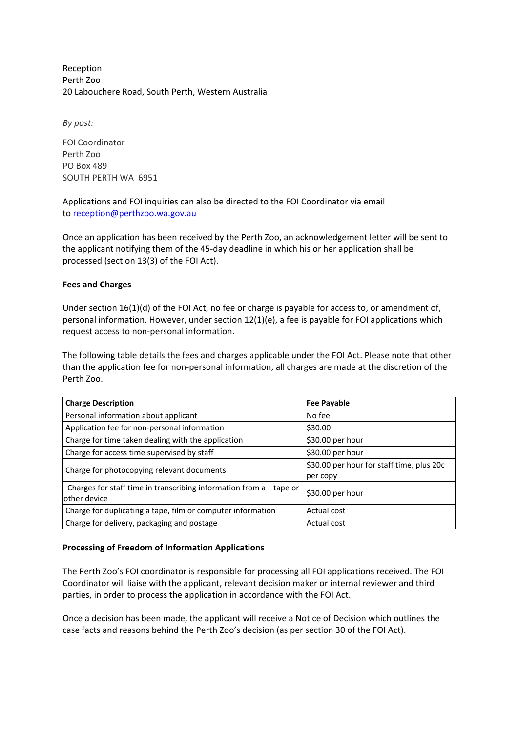Reception
Perth Zoo
20 Labouchere Road, South Perth, Western Australia

*By post:*

FOI Coordinator
Perth Zoo
PO Box 489
SOUTH PERTH WA 6951

Applications and FOI inquiries can also be directed to the FOI Coordinator via email to reception@perthzoo.wa.gov.au

Once an application has been received by the Perth Zoo, an acknowledgement letter will be sent to the applicant notifying them of the 45-day deadline in which his or her application shall be processed (section 13(3) of the FOI Act).

**Fees and Charges**

Under section 16(1)(d) of the FOI Act, no fee or charge is payable for access to, or amendment of, personal information. However, under section 12(1)(e), a fee is payable for FOI applications which request access to non-personal information.

The following table details the fees and charges applicable under the FOI Act. Please note that other than the application fee for non-personal information, all charges are made at the discretion of the Perth Zoo.

| Charge Description | Fee Payable |
|---|---|
| Personal information about applicant | No fee |
| Application fee for non-personal information | $30.00 |
| Charge for time taken dealing with the application | $30.00 per hour |
| Charge for access time supervised by staff | $30.00 per hour |
| Charge for photocopying relevant documents | $30.00 per hour for staff time, plus 20c per copy |
| Charges for staff time in transcribing information from a tape or other device | $30.00 per hour |
| Charge for duplicating a tape, film or computer information | Actual cost |
| Charge for delivery, packaging and postage | Actual cost |

**Processing of Freedom of Information Applications**

The Perth Zoo's FOI coordinator is responsible for processing all FOI applications received. The FOI Coordinator will liaise with the applicant, relevant decision maker or internal reviewer and third parties, in order to process the application in accordance with the FOI Act.

Once a decision has been made, the applicant will receive a Notice of Decision which outlines the case facts and reasons behind the Perth Zoo's decision (as per section 30 of the FOI Act).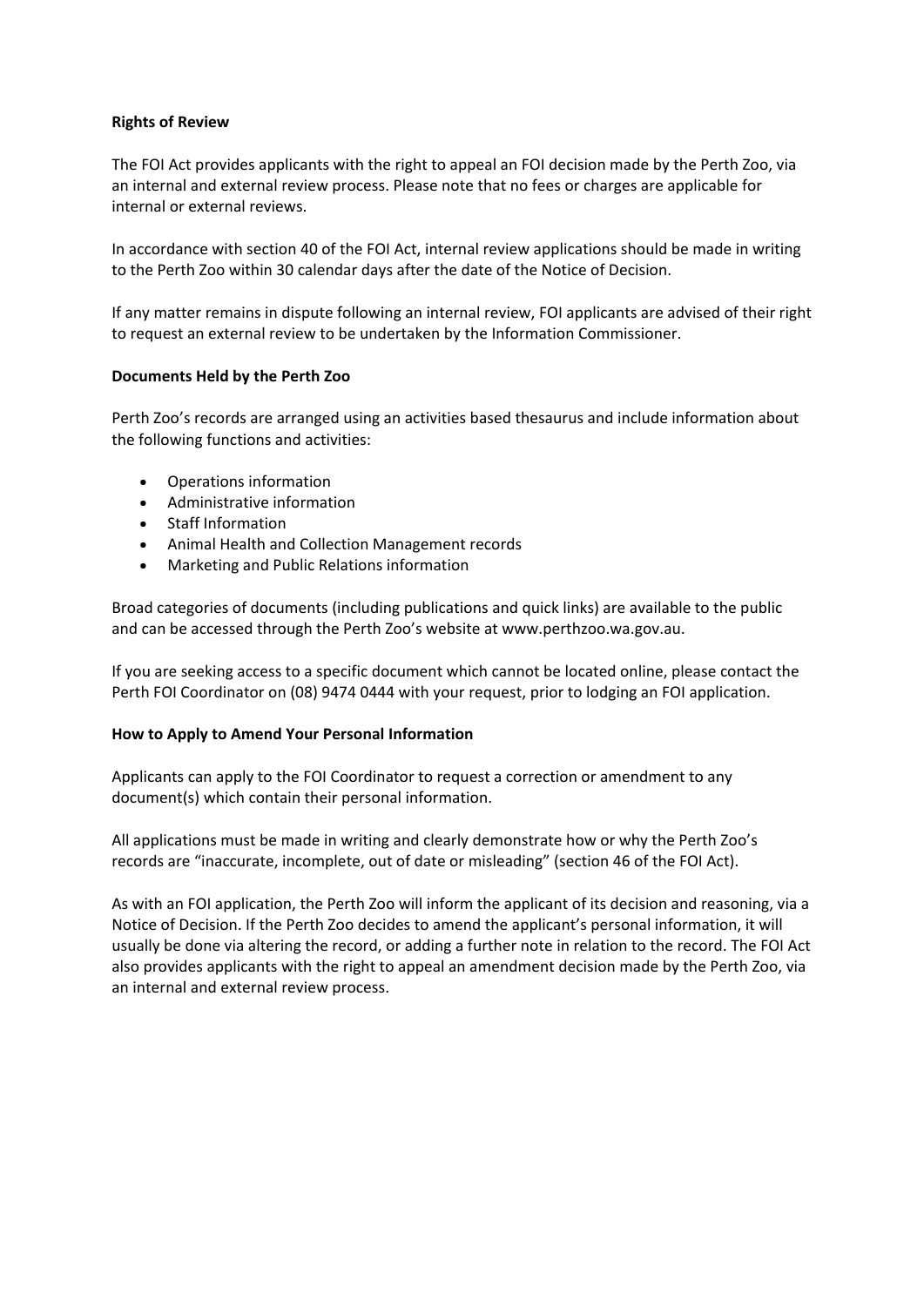**Rights of Review**

The FOI Act provides applicants with the right to appeal an FOI decision made by the Perth Zoo, via an internal and external review process. Please note that no fees or charges are applicable for internal or external reviews.

In accordance with section 40 of the FOI Act, internal review applications should be made in writing to the Perth Zoo within 30 calendar days after the date of the Notice of Decision.

If any matter remains in dispute following an internal review, FOI applicants are advised of their right to request an external review to be undertaken by the Information Commissioner.

**Documents Held by the Perth Zoo**

Perth Zoo's records are arranged using an activities based thesaurus and include information about the following functions and activities:

- Operations information
- Administrative information
- Staff Information
- Animal Health and Collection Management records
- Marketing and Public Relations information

Broad categories of documents (including publications and quick links) are available to the public and can be accessed through the Perth Zoo's website at www.perthzoo.wa.gov.au.

If you are seeking access to a specific document which cannot be located online, please contact the Perth FOI Coordinator on (08) 9474 0444 with your request, prior to lodging an FOI application.

**How to Apply to Amend Your Personal Information**

Applicants can apply to the FOI Coordinator to request a correction or amendment to any document(s) which contain their personal information.

All applications must be made in writing and clearly demonstrate how or why the Perth Zoo's records are "inaccurate, incomplete, out of date or misleading" (section 46 of the FOI Act).

As with an FOI application, the Perth Zoo will inform the applicant of its decision and reasoning, via a Notice of Decision. If the Perth Zoo decides to amend the applicant's personal information, it will usually be done via altering the record, or adding a further note in relation to the record. The FOI Act also provides applicants with the right to appeal an amendment decision made by the Perth Zoo, via an internal and external review process.